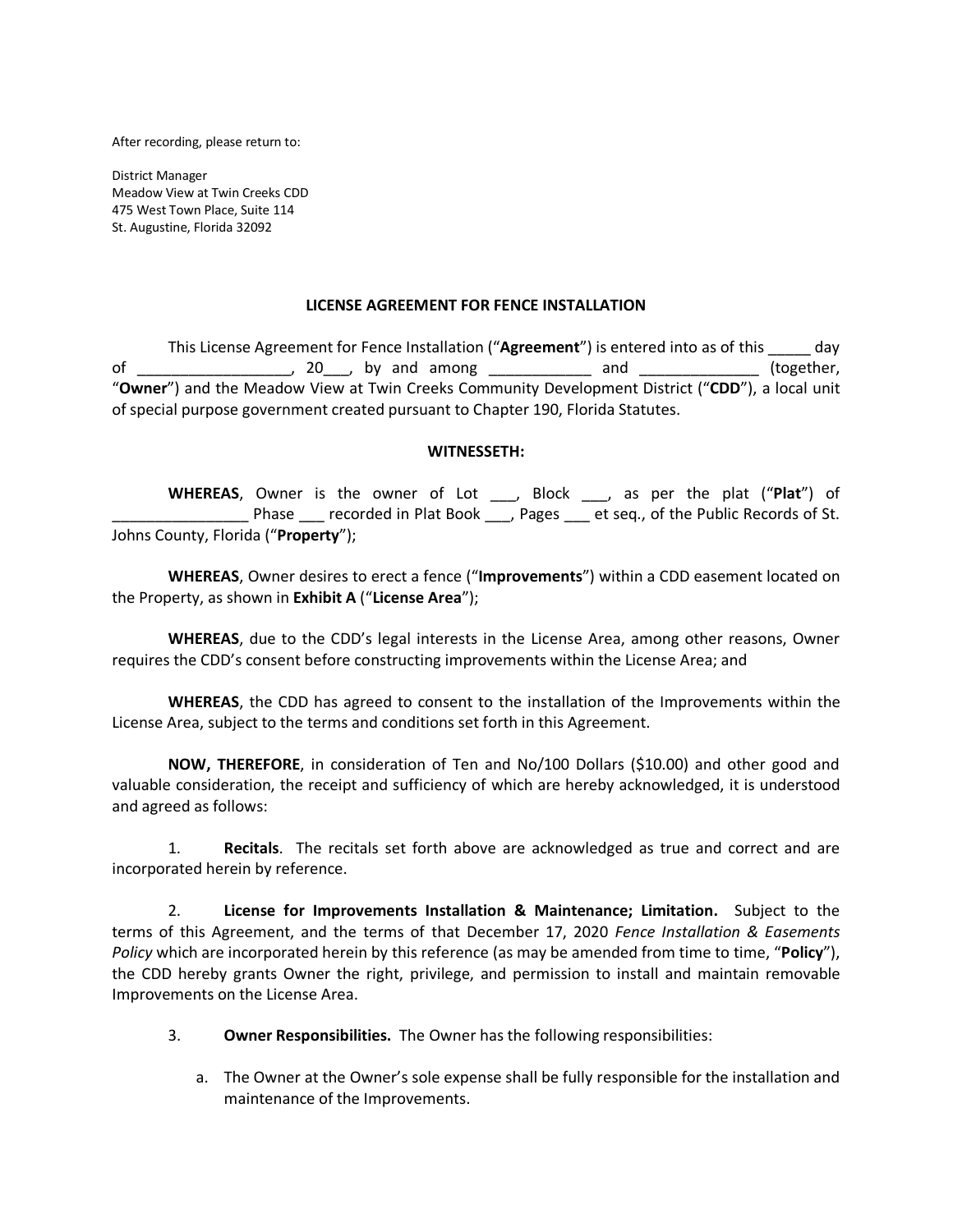After recording, please return to:

District Manager
Meadow View at Twin Creeks CDD
475 West Town Place, Suite 114
St. Augustine, Florida 32092

## LICENSE AGREEMENT FOR FENCE INSTALLATION

This License Agreement for Fence Installation ("**Agreement**") is entered into as of this _____ day of _________________, 20___, by and among ___________ and _____________ (together, "**Owner**") and the Meadow View at Twin Creeks Community Development District ("**CDD**"), a local unit of special purpose government created pursuant to Chapter 190, Florida Statutes.

### WITNESSETH:

**WHEREAS**, Owner is the owner of Lot ___, Block ___, as per the plat ("**Plat**") of ________________ Phase ___ recorded in Plat Book ___, Pages ___ et seq., of the Public Records of St. Johns County, Florida ("**Property**");

**WHEREAS**, Owner desires to erect a fence ("**Improvements**") within a CDD easement located on the Property, as shown in **Exhibit A** ("**License Area**");

**WHEREAS**, due to the CDD's legal interests in the License Area, among other reasons, Owner requires the CDD's consent before constructing improvements within the License Area; and

**WHEREAS**, the CDD has agreed to consent to the installation of the Improvements within the License Area, subject to the terms and conditions set forth in this Agreement.

**NOW, THEREFORE**, in consideration of Ten and No/100 Dollars ($10.00) and other good and valuable consideration, the receipt and sufficiency of which are hereby acknowledged, it is understood and agreed as follows:

1. **Recitals**. The recitals set forth above are acknowledged as true and correct and are incorporated herein by reference.

2. **License for Improvements Installation & Maintenance; Limitation.** Subject to the terms of this Agreement, and the terms of that December 17, 2020 *Fence Installation & Easements Policy* which are incorporated herein by this reference (as may be amended from time to time, "**Policy**"), the CDD hereby grants Owner the right, privilege, and permission to install and maintain removable Improvements on the License Area.

3. **Owner Responsibilities.** The Owner has the following responsibilities:

   a. The Owner at the Owner's sole expense shall be fully responsible for the installation and maintenance of the Improvements.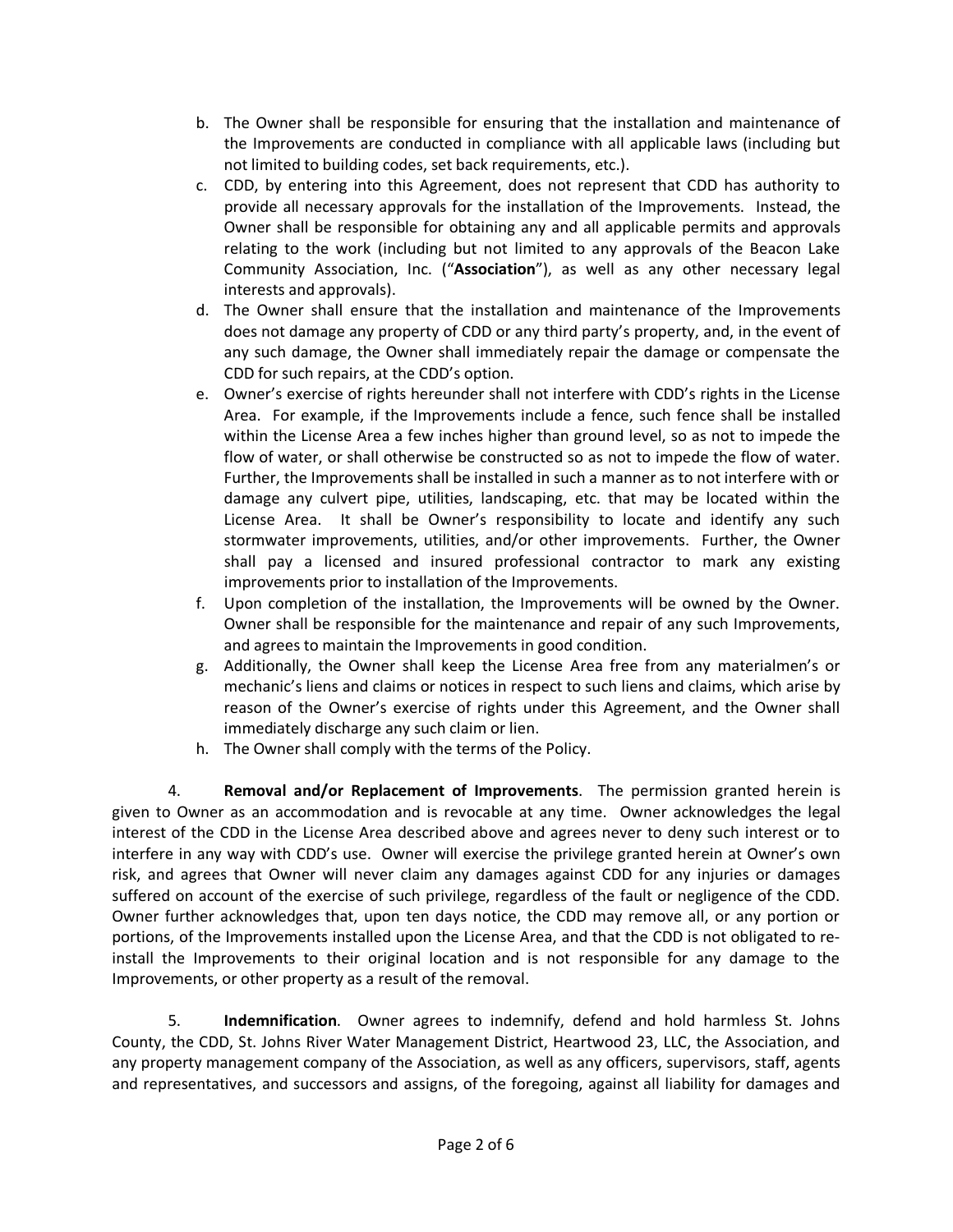b. The Owner shall be responsible for ensuring that the installation and maintenance of the Improvements are conducted in compliance with all applicable laws (including but not limited to building codes, set back requirements, etc.).

c. CDD, by entering into this Agreement, does not represent that CDD has authority to provide all necessary approvals for the installation of the Improvements. Instead, the Owner shall be responsible for obtaining any and all applicable permits and approvals relating to the work (including but not limited to any approvals of the Beacon Lake Community Association, Inc. ("**Association**"), as well as any other necessary legal interests and approvals).

d. The Owner shall ensure that the installation and maintenance of the Improvements does not damage any property of CDD or any third party's property, and, in the event of any such damage, the Owner shall immediately repair the damage or compensate the CDD for such repairs, at the CDD's option.

e. Owner's exercise of rights hereunder shall not interfere with CDD's rights in the License Area. For example, if the Improvements include a fence, such fence shall be installed within the License Area a few inches higher than ground level, so as not to impede the flow of water, or shall otherwise be constructed so as not to impede the flow of water. Further, the Improvements shall be installed in such a manner as to not interfere with or damage any culvert pipe, utilities, landscaping, etc. that may be located within the License Area. It shall be Owner's responsibility to locate and identify any such stormwater improvements, utilities, and/or other improvements. Further, the Owner shall pay a licensed and insured professional contractor to mark any existing improvements prior to installation of the Improvements.

f. Upon completion of the installation, the Improvements will be owned by the Owner. Owner shall be responsible for the maintenance and repair of any such Improvements, and agrees to maintain the Improvements in good condition.

g. Additionally, the Owner shall keep the License Area free from any materialmen's or mechanic's liens and claims or notices in respect to such liens and claims, which arise by reason of the Owner's exercise of rights under this Agreement, and the Owner shall immediately discharge any such claim or lien.

h. The Owner shall comply with the terms of the Policy.

4. **Removal and/or Replacement of Improvements**. The permission granted herein is given to Owner as an accommodation and is revocable at any time. Owner acknowledges the legal interest of the CDD in the License Area described above and agrees never to deny such interest or to interfere in any way with CDD's use. Owner will exercise the privilege granted herein at Owner's own risk, and agrees that Owner will never claim any damages against CDD for any injuries or damages suffered on account of the exercise of such privilege, regardless of the fault or negligence of the CDD. Owner further acknowledges that, upon ten days notice, the CDD may remove all, or any portion or portions, of the Improvements installed upon the License Area, and that the CDD is not obligated to re-install the Improvements to their original location and is not responsible for any damage to the Improvements, or other property as a result of the removal.

5. **Indemnification**. Owner agrees to indemnify, defend and hold harmless St. Johns County, the CDD, St. Johns River Water Management District, Heartwood 23, LLC, the Association, and any property management company of the Association, as well as any officers, supervisors, staff, agents and representatives, and successors and assigns, of the foregoing, against all liability for damages and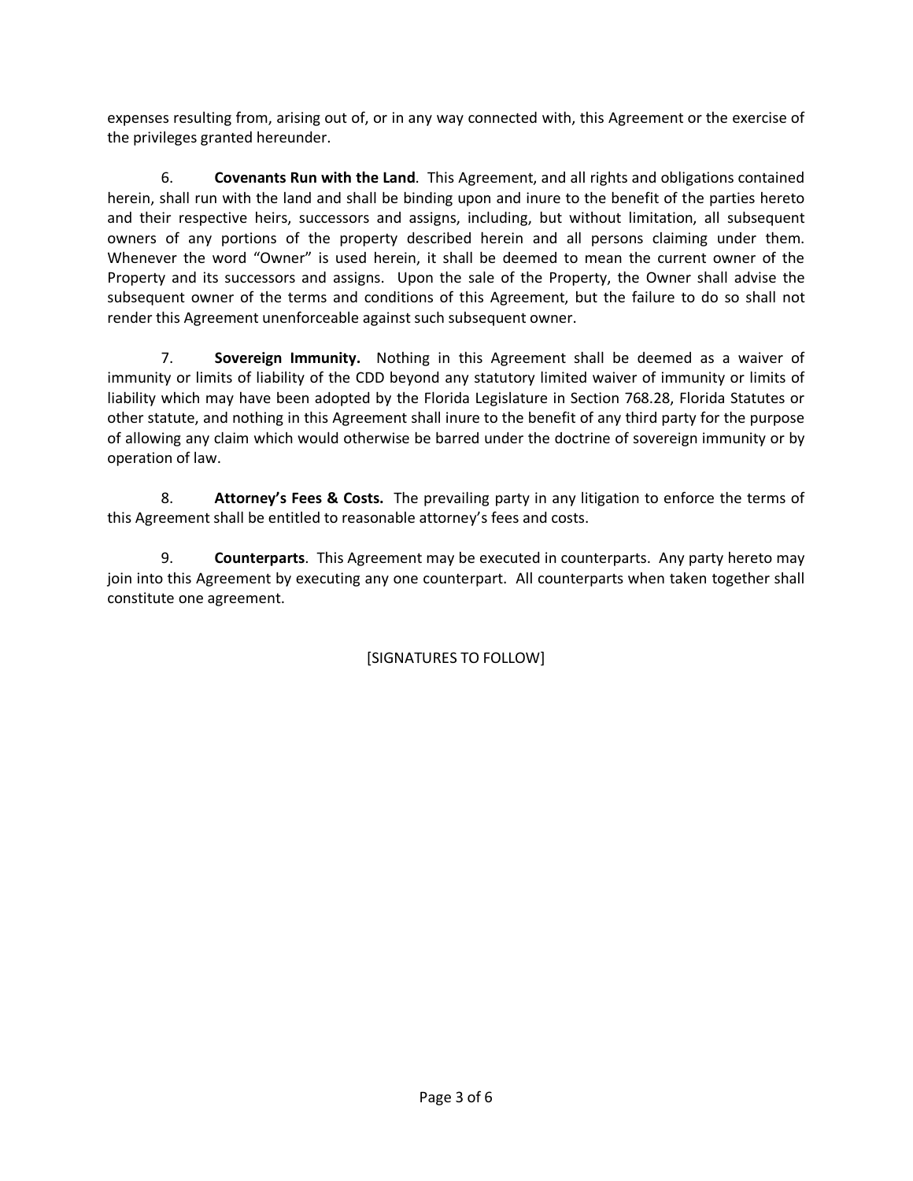expenses resulting from, arising out of, or in any way connected with, this Agreement or the exercise of the privileges granted hereunder.

6. **Covenants Run with the Land**. This Agreement, and all rights and obligations contained herein, shall run with the land and shall be binding upon and inure to the benefit of the parties hereto and their respective heirs, successors and assigns, including, but without limitation, all subsequent owners of any portions of the property described herein and all persons claiming under them. Whenever the word "Owner" is used herein, it shall be deemed to mean the current owner of the Property and its successors and assigns. Upon the sale of the Property, the Owner shall advise the subsequent owner of the terms and conditions of this Agreement, but the failure to do so shall not render this Agreement unenforceable against such subsequent owner.

7. **Sovereign Immunity.** Nothing in this Agreement shall be deemed as a waiver of immunity or limits of liability of the CDD beyond any statutory limited waiver of immunity or limits of liability which may have been adopted by the Florida Legislature in Section 768.28, Florida Statutes or other statute, and nothing in this Agreement shall inure to the benefit of any third party for the purpose of allowing any claim which would otherwise be barred under the doctrine of sovereign immunity or by operation of law.

8. **Attorney's Fees & Costs.** The prevailing party in any litigation to enforce the terms of this Agreement shall be entitled to reasonable attorney's fees and costs.

9. **Counterparts**. This Agreement may be executed in counterparts. Any party hereto may join into this Agreement by executing any one counterpart. All counterparts when taken together shall constitute one agreement.

[SIGNATURES TO FOLLOW]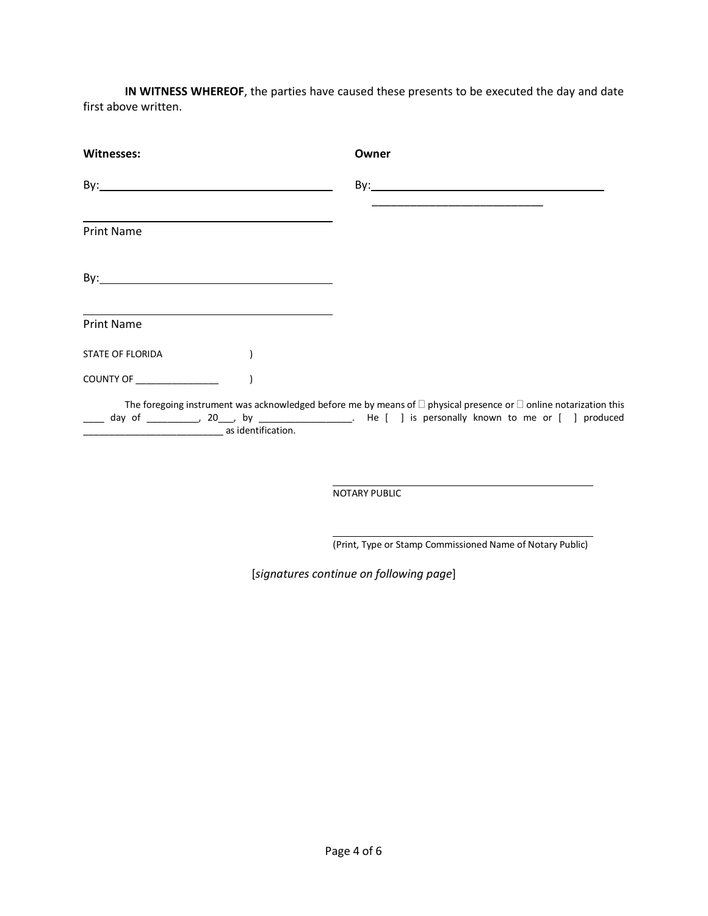**IN WITNESS WHEREOF**, the parties have caused these presents to be executed the day and date first above written.

| **Witnesses:** | **Owner** |
|---|---|
| By:\_\_\_\_\_\_\_\_\_\_\_\_\_\_\_\_\_\_\_\_\_\_\_\_\_\_\_\_\_\_\_\_\_\_\_\_\_\_ | By:\_\_\_\_\_\_\_\_\_\_\_\_\_\_\_\_\_\_\_\_\_\_\_\_\_\_\_\_\_\_\_\_\_\_\_\_\_\_ |
| \_\_\_\_\_\_\_\_\_\_\_\_\_\_\_\_\_\_\_\_\_\_\_\_\_\_\_\_\_\_\_\_\_\_\_\_\_\_\_\_ | \_\_\_\_\_\_\_\_\_\_\_\_\_\_\_\_\_\_\_\_\_\_\_\_\_\_\_\_\_\_ |
| Print Name | |
| By:\_\_\_\_\_\_\_\_\_\_\_\_\_\_\_\_\_\_\_\_\_\_\_\_\_\_\_\_\_\_\_\_\_\_\_\_\_\_ | |
| \_\_\_\_\_\_\_\_\_\_\_\_\_\_\_\_\_\_\_\_\_\_\_\_\_\_\_\_\_\_\_\_\_\_\_\_\_\_\_\_ | |
| Print Name | |

STATE OF FLORIDA )

COUNTY OF \_\_\_\_\_\_\_\_\_\_\_\_\_\_\_\_ )

The foregoing instrument was acknowledged before me by means of ☐ physical presence or ☐ online notarization this \_\_\_\_ day of \_\_\_\_\_\_\_\_\_\_, 20\_\_\_, by \_\_\_\_\_\_\_\_\_\_\_\_\_\_\_\_\_\_. He [ ] is personally known to me or [ ] produced \_\_\_\_\_\_\_\_\_\_\_\_\_\_\_\_\_\_\_\_\_\_\_\_\_\_\_ as identification.

\_\_\_\_\_\_\_\_\_\_\_\_\_\_\_\_\_\_\_\_\_\_\_\_\_\_\_\_\_\_\_\_\_\_\_\_\_\_\_\_\_\_\_\_
NOTARY PUBLIC

\_\_\_\_\_\_\_\_\_\_\_\_\_\_\_\_\_\_\_\_\_\_\_\_\_\_\_\_\_\_\_\_\_\_\_\_\_\_\_\_\_\_\_\_
(Print, Type or Stamp Commissioned Name of Notary Public)

[*signatures continue on following page*]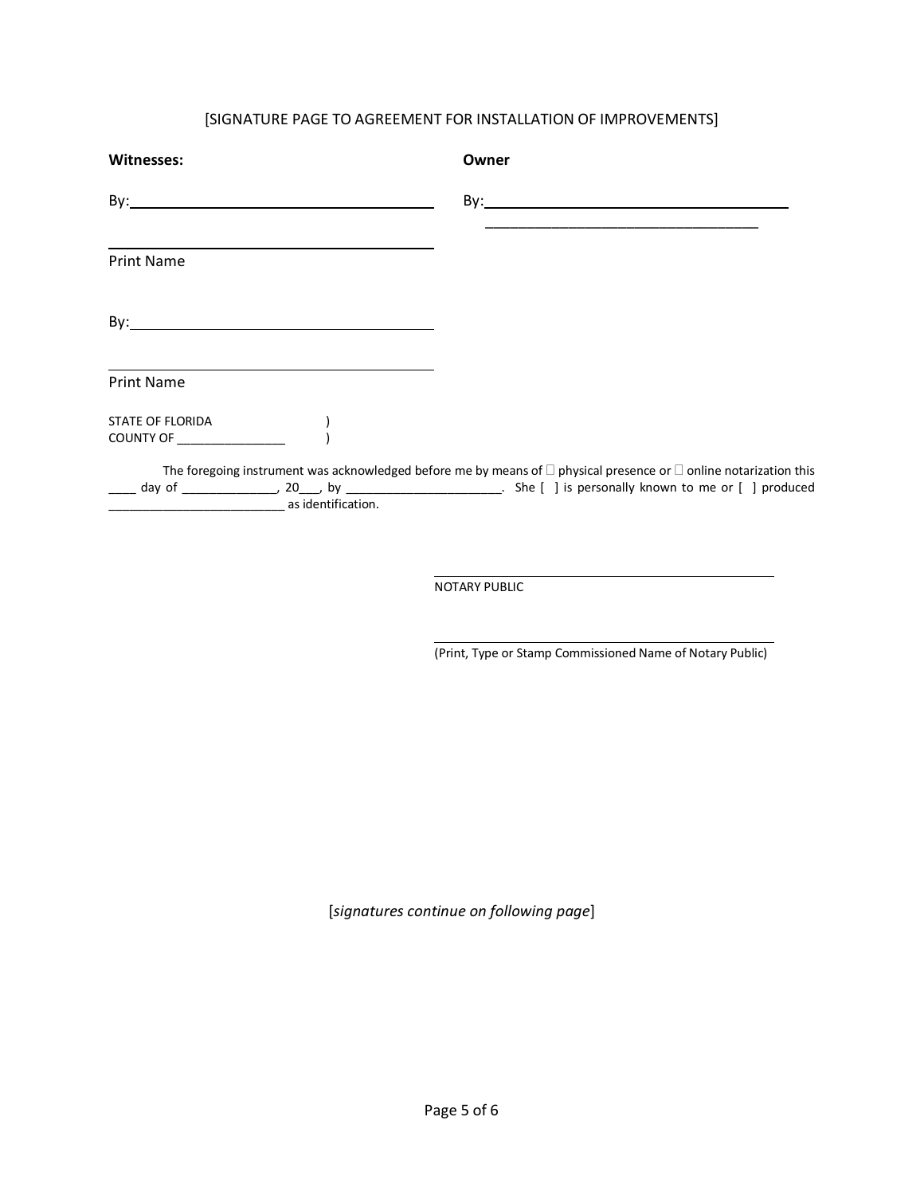[SIGNATURE PAGE TO AGREEMENT FOR INSTALLATION OF IMPROVEMENTS]

| **Witnesses:** | **Owner** |
|---|---|
| By:\_\_\_\_\_\_\_\_\_\_\_\_\_\_\_\_\_\_\_\_\_\_\_\_\_\_\_\_\_\_\_\_\_\_\_\_ | By:\_\_\_\_\_\_\_\_\_\_\_\_\_\_\_\_\_\_\_\_\_\_\_\_\_\_\_\_\_\_\_\_\_\_\_\_ |
| | \_\_\_\_\_\_\_\_\_\_\_\_\_\_\_\_\_\_\_\_\_\_\_\_\_\_\_\_\_\_\_\_\_\_\_\_ |
| \_\_\_\_\_\_\_\_\_\_\_\_\_\_\_\_\_\_\_\_\_\_\_\_\_\_\_\_\_\_\_\_\_\_\_\_ | |
| Print Name | |
| By:\_\_\_\_\_\_\_\_\_\_\_\_\_\_\_\_\_\_\_\_\_\_\_\_\_\_\_\_\_\_\_\_\_\_\_\_ | |
| \_\_\_\_\_\_\_\_\_\_\_\_\_\_\_\_\_\_\_\_\_\_\_\_\_\_\_\_\_\_\_\_\_\_\_\_ | |
| Print Name | |

STATE OF FLORIDA )
COUNTY OF \_\_\_\_\_\_\_\_\_\_\_\_\_\_\_\_ )

The foregoing instrument was acknowledged before me by means of ☐ physical presence or ☐ online notarization this \_\_\_\_ day of \_\_\_\_\_\_\_\_\_\_\_\_\_\_, 20\_\_\_, by \_\_\_\_\_\_\_\_\_\_\_\_\_\_\_\_\_\_\_\_\_\_\_. She [ ] is personally known to me or [ ] produced \_\_\_\_\_\_\_\_\_\_\_\_\_\_\_\_\_\_\_\_\_\_\_\_\_\_ as identification.

\_\_\_\_\_\_\_\_\_\_\_\_\_\_\_\_\_\_\_\_\_\_\_\_\_\_\_\_\_\_\_\_\_\_\_\_
NOTARY PUBLIC

\_\_\_\_\_\_\_\_\_\_\_\_\_\_\_\_\_\_\_\_\_\_\_\_\_\_\_\_\_\_\_\_\_\_\_\_
(Print, Type or Stamp Commissioned Name of Notary Public)

[*signatures continue on following page*]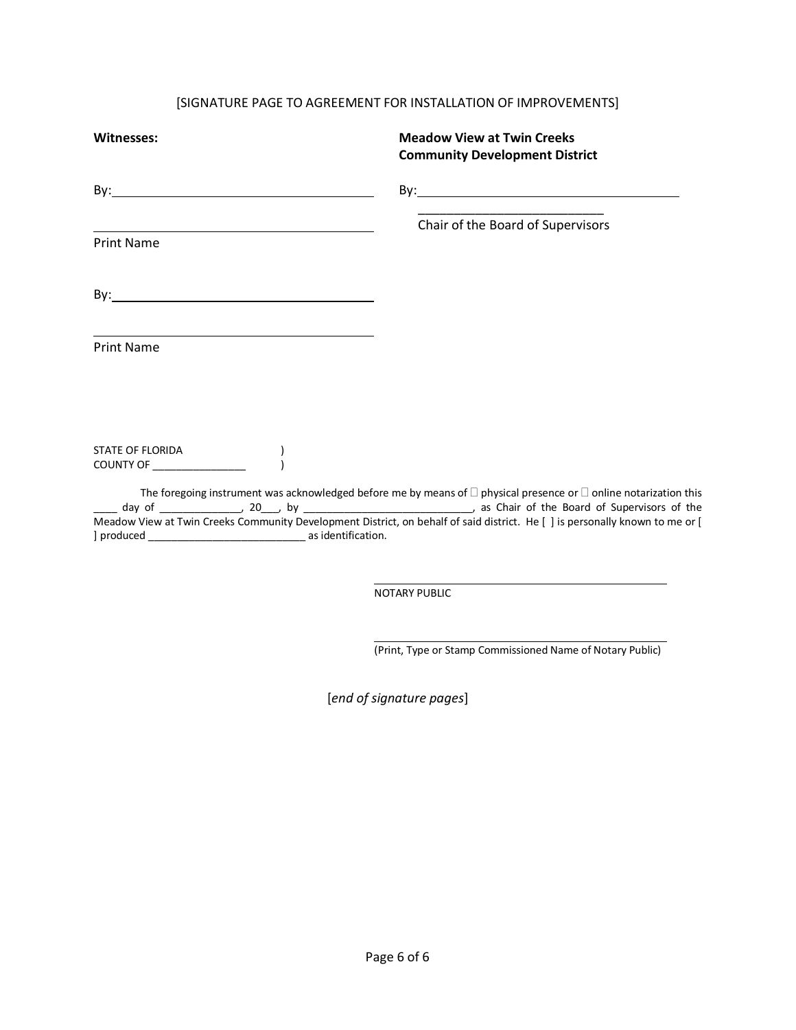[SIGNATURE PAGE TO AGREEMENT FOR INSTALLATION OF IMPROVEMENTS]

| | |
|---|---|
| **Witnesses:** | **Meadow View at Twin Creeks Community Development District** |
| By:______________________________ | By:______________________________ |
| ______________________________ Print Name | ______________________________ Chair of the Board of Supervisors |
| By:______________________________ | |
| ______________________________ Print Name | |

STATE OF FLORIDA )
COUNTY OF ________________ )

The foregoing instrument was acknowledged before me by means of ☐ physical presence or ☐ online notarization this ____ day of ______________, 20___, by ____________________________, as Chair of the Board of Supervisors of the Meadow View at Twin Creeks Community Development District, on behalf of said district. He [ ] is personally known to me or [ ] produced ___________________________ as identification.

______________________________
NOTARY PUBLIC

______________________________
(Print, Type or Stamp Commissioned Name of Notary Public)

[*end of signature pages*]